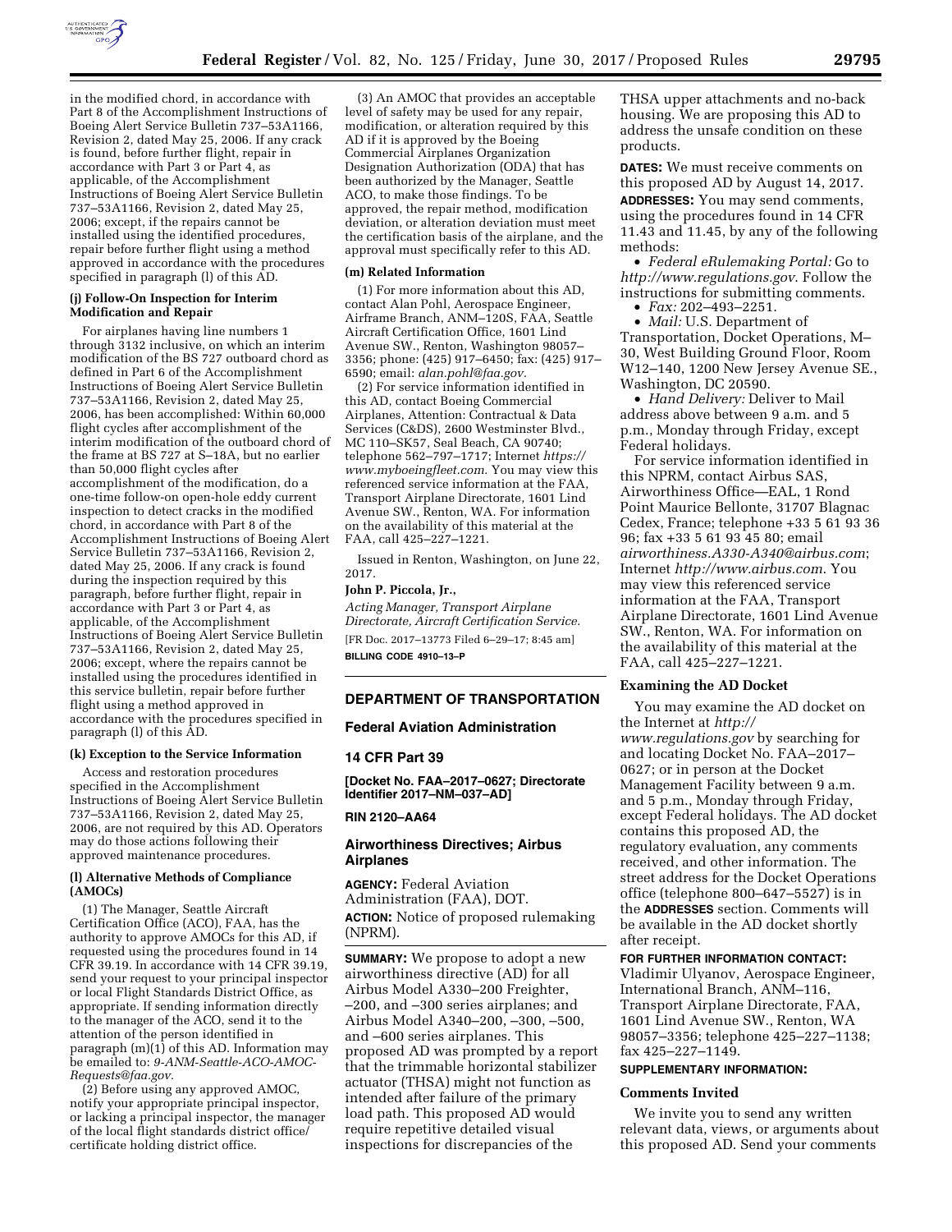in the modified chord, in accordance with Part 8 of the Accomplishment Instructions of Boeing Alert Service Bulletin 737–53A1166, Revision 2, dated May 25, 2006. If any crack is found, before further flight, repair in accordance with Part 3 or Part 4, as applicable, of the Accomplishment Instructions of Boeing Alert Service Bulletin 737–53A1166, Revision 2, dated May 25, 2006; except, if the repairs cannot be installed using the identified procedures, repair before further flight using a method approved in accordance with the procedures specified in paragraph (l) of this AD.

**(j) Follow-On Inspection for Interim Modification and Repair**

For airplanes having line numbers 1 through 3132 inclusive, on which an interim modification of the BS 727 outboard chord as defined in Part 6 of the Accomplishment Instructions of Boeing Alert Service Bulletin 737–53A1166, Revision 2, dated May 25, 2006, has been accomplished: Within 60,000 flight cycles after accomplishment of the interim modification of the outboard chord of the frame at BS 727 at S–18A, but no earlier than 50,000 flight cycles after accomplishment of the modification, do a one-time follow-on open-hole eddy current inspection to detect cracks in the modified chord, in accordance with Part 8 of the Accomplishment Instructions of Boeing Alert Service Bulletin 737–53A1166, Revision 2, dated May 25, 2006. If any crack is found during the inspection required by this paragraph, before further flight, repair in accordance with Part 3 or Part 4, as applicable, of the Accomplishment Instructions of Boeing Alert Service Bulletin 737–53A1166, Revision 2, dated May 25, 2006; except, where the repairs cannot be installed using the procedures identified in this service bulletin, repair before further flight using a method approved in accordance with the procedures specified in paragraph (l) of this AD.

**(k) Exception to the Service Information**

Access and restoration procedures specified in the Accomplishment Instructions of Boeing Alert Service Bulletin 737–53A1166, Revision 2, dated May 25, 2006, are not required by this AD. Operators may do those actions following their approved maintenance procedures.

**(l) Alternative Methods of Compliance (AMOCs)**

(1) The Manager, Seattle Aircraft Certification Office (ACO), FAA, has the authority to approve AMOCs for this AD, if requested using the procedures found in 14 CFR 39.19. In accordance with 14 CFR 39.19, send your request to your principal inspector or local Flight Standards District Office, as appropriate. If sending information directly to the manager of the ACO, send it to the attention of the person identified in paragraph (m)(1) of this AD. Information may be emailed to: *9-ANM-Seattle-ACO-AMOC-Requests@faa.gov*.

(2) Before using any approved AMOC, notify your appropriate principal inspector, or lacking a principal inspector, the manager of the local flight standards district office/certificate holding district office.

(3) An AMOC that provides an acceptable level of safety may be used for any repair, modification, or alteration required by this AD if it is approved by the Boeing Commercial Airplanes Organization Designation Authorization (ODA) that has been authorized by the Manager, Seattle ACO, to make those findings. To be approved, the repair method, modification deviation, or alteration deviation must meet the certification basis of the airplane, and the approval must specifically refer to this AD.

**(m) Related Information**

(1) For more information about this AD, contact Alan Pohl, Aerospace Engineer, Airframe Branch, ANM–120S, FAA, Seattle Aircraft Certification Office, 1601 Lind Avenue SW., Renton, Washington 98057–3356; phone: (425) 917–6450; fax: (425) 917–6590; email: *alan.pohl@faa.gov*.

(2) For service information identified in this AD, contact Boeing Commercial Airplanes, Attention: Contractual & Data Services (C&DS), 2600 Westminster Blvd., MC 110–SK57, Seal Beach, CA 90740; telephone 562–797–1717; Internet *https://www.myboeingfleet.com*. You may view this referenced service information at the FAA, Transport Airplane Directorate, 1601 Lind Avenue SW., Renton, WA. For information on the availability of this material at the FAA, call 425–227–1221.

Issued in Renton, Washington, on June 22, 2017.

**John P. Piccola, Jr.,**

*Acting Manager, Transport Airplane Directorate, Aircraft Certification Service.*

[FR Doc. 2017–13773 Filed 6–29–17; 8:45 am]

**BILLING CODE 4910–13–P**

---

## DEPARTMENT OF TRANSPORTATION

### Federal Aviation Administration

### 14 CFR Part 39

**[Docket No. FAA–2017–0627; Directorate Identifier 2017–NM–037–AD]**

**RIN 2120–AA64**

### Airworthiness Directives; Airbus Airplanes

**AGENCY:** Federal Aviation Administration (FAA), DOT.

**ACTION:** Notice of proposed rulemaking (NPRM).

**SUMMARY:** We propose to adopt a new airworthiness directive (AD) for all Airbus Model A330–200 Freighter, –200, and –300 series airplanes; and Airbus Model A340–200, –300, –500, and –600 series airplanes. This proposed AD was prompted by a report that the trimmable horizontal stabilizer actuator (THSA) might not function as intended after failure of the primary load path. This proposed AD would require repetitive detailed visual inspections for discrepancies of the THSA upper attachments and no-back housing. We are proposing this AD to address the unsafe condition on these products.

**DATES:** We must receive comments on this proposed AD by August 14, 2017.

**ADDRESSES:** You may send comments, using the procedures found in 14 CFR 11.43 and 11.45, by any of the following methods:

- *Federal eRulemaking Portal:* Go to *http://www.regulations.gov*. Follow the instructions for submitting comments.
- *Fax:* 202–493–2251.
- *Mail:* U.S. Department of Transportation, Docket Operations, M–30, West Building Ground Floor, Room W12–140, 1200 New Jersey Avenue SE., Washington, DC 20590.
- *Hand Delivery:* Deliver to Mail address above between 9 a.m. and 5 p.m., Monday through Friday, except Federal holidays.

For service information identified in this NPRM, contact Airbus SAS, Airworthiness Office—EAL, 1 Rond Point Maurice Bellonte, 31707 Blagnac Cedex, France; telephone +33 5 61 93 36 96; fax +33 5 61 93 45 80; email *airworthiness.A330-A340@airbus.com*; Internet *http://www.airbus.com*. You may view this referenced service information at the FAA, Transport Airplane Directorate, 1601 Lind Avenue SW., Renton, WA. For information on the availability of this material at the FAA, call 425–227–1221.

#### Examining the AD Docket

You may examine the AD docket on the Internet at *http://www.regulations.gov* by searching for and locating Docket No. FAA–2017–0627; or in person at the Docket Management Facility between 9 a.m. and 5 p.m., Monday through Friday, except Federal holidays. The AD docket contains this proposed AD, the regulatory evaluation, any comments received, and other information. The street address for the Docket Operations office (telephone 800–647–5527) is in the **ADDRESSES** section. Comments will be available in the AD docket shortly after receipt.

**FOR FURTHER INFORMATION CONTACT:** Vladimir Ulyanov, Aerospace Engineer, International Branch, ANM–116, Transport Airplane Directorate, FAA, 1601 Lind Avenue SW., Renton, WA 98057–3356; telephone 425–227–1138; fax 425–227–1149.

**SUPPLEMENTARY INFORMATION:**

#### Comments Invited

We invite you to send any written relevant data, views, or arguments about this proposed AD. Send your comments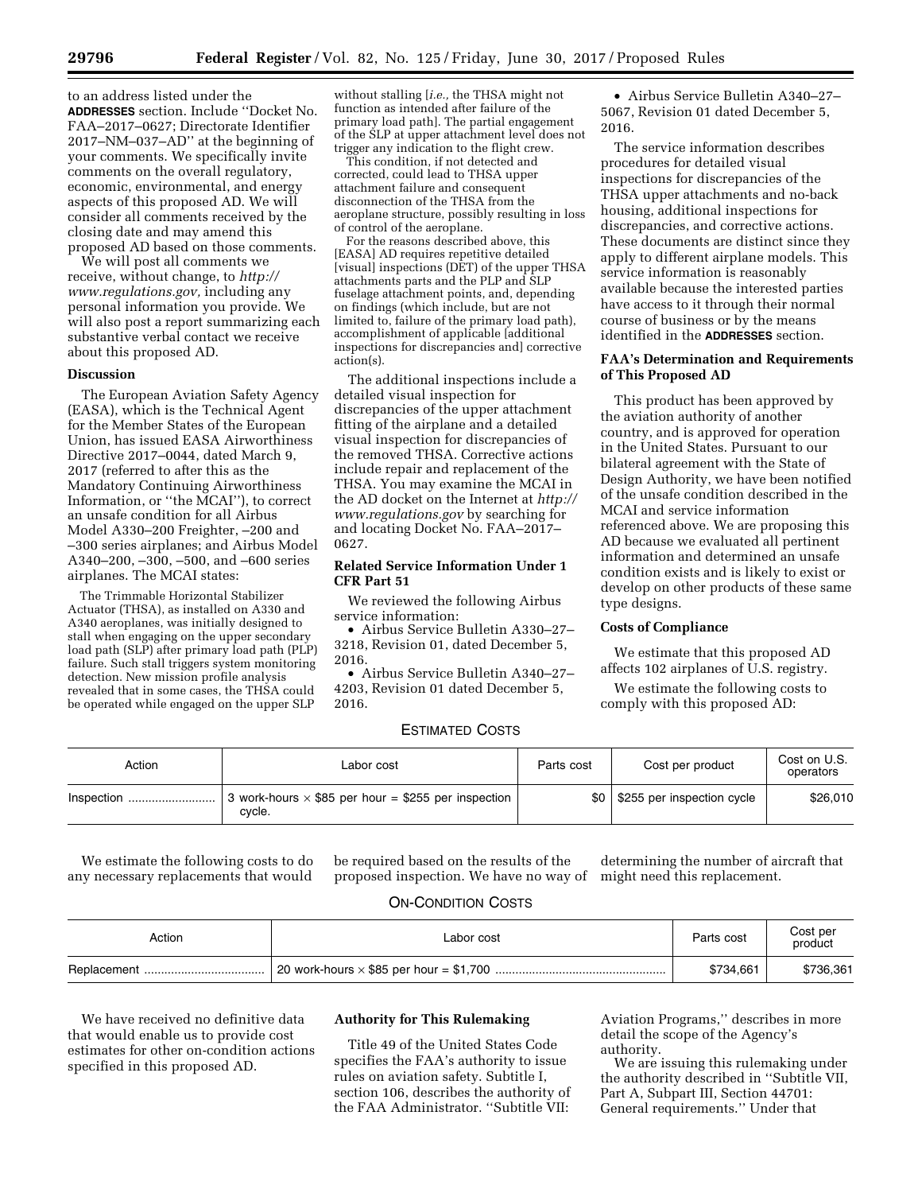to an address listed under the **ADDRESSES** section. Include ''Docket No. FAA–2017–0627; Directorate Identifier 2017–NM–037–AD'' at the beginning of your comments. We specifically invite comments on the overall regulatory, economic, environmental, and energy aspects of this proposed AD. We will consider all comments received by the closing date and may amend this proposed AD based on those comments.

We will post all comments we receive, without change, to *http://www.regulations.gov,* including any personal information you provide. We will also post a report summarizing each substantive verbal contact we receive about this proposed AD.

**Discussion**

The European Aviation Safety Agency (EASA), which is the Technical Agent for the Member States of the European Union, has issued EASA Airworthiness Directive 2017–0044, dated March 9, 2017 (referred to after this as the Mandatory Continuing Airworthiness Information, or ''the MCAI''), to correct an unsafe condition for all Airbus Model A330–200 Freighter, –200 and –300 series airplanes; and Airbus Model A340–200, –300, –500, and –600 series airplanes. The MCAI states:

> The Trimmable Horizontal Stabilizer Actuator (THSA), as installed on A330 and A340 aeroplanes, was initially designed to stall when engaging on the upper secondary load path (SLP) after primary load path (PLP) failure. Such stall triggers system monitoring detection. New mission profile analysis revealed that in some cases, the THSA could be operated while engaged on the upper SLP without stalling [*i.e.,* the THSA might not function as intended after failure of the primary load path]. The partial engagement of the SLP at upper attachment level does not trigger any indication to the flight crew.
>
> This condition, if not detected and corrected, could lead to THSA upper attachment failure and consequent disconnection of the THSA from the aeroplane structure, possibly resulting in loss of control of the aeroplane.
>
> For the reasons described above, this [EASA] AD requires repetitive detailed [visual] inspections (DET) of the upper THSA attachments parts and the PLP and SLP fuselage attachment points, and, depending on findings (which include, but are not limited to, failure of the primary load path), accomplishment of applicable [additional inspections for discrepancies and] corrective action(s).

The additional inspections include a detailed visual inspection for discrepancies of the upper attachment fitting of the airplane and a detailed visual inspection for discrepancies of the removed THSA. Corrective actions include repair and replacement of the THSA. You may examine the MCAI in the AD docket on the Internet at *http://www.regulations.gov* by searching for and locating Docket No. FAA–2017–0627.

**Related Service Information Under 1 CFR Part 51**

We reviewed the following Airbus service information:

- Airbus Service Bulletin A330–27–3218, Revision 01, dated December 5, 2016.
- Airbus Service Bulletin A340–27–4203, Revision 01 dated December 5, 2016.
- Airbus Service Bulletin A340–27–5067, Revision 01 dated December 5, 2016.

The service information describes procedures for detailed visual inspections for discrepancies of the THSA upper attachments and no-back housing, additional inspections for discrepancies, and corrective actions. These documents are distinct since they apply to different airplane models. This service information is reasonably available because the interested parties have access to it through their normal course of business or by the means identified in the **ADDRESSES** section.

**FAA's Determination and Requirements of This Proposed AD**

This product has been approved by the aviation authority of another country, and is approved for operation in the United States. Pursuant to our bilateral agreement with the State of Design Authority, we have been notified of the unsafe condition described in the MCAI and service information referenced above. We are proposing this AD because we evaluated all pertinent information and determined an unsafe condition exists and is likely to exist or develop on other products of these same type designs.

**Costs of Compliance**

We estimate that this proposed AD affects 102 airplanes of U.S. registry.

We estimate the following costs to comply with this proposed AD:

ESTIMATED COSTS

| Action | Labor cost | Parts cost | Cost per product | Cost on U.S. operators |
|---|---|---|---|---|
| Inspection | 3 work-hours × $85 per hour = $255 per inspection cycle. | $0 | $255 per inspection cycle | $26,010 |

We estimate the following costs to do any necessary replacements that would be required based on the results of the proposed inspection. We have no way of determining the number of aircraft that might need this replacement.

ON-CONDITION COSTS

| Action | Labor cost | Parts cost | Cost per product |
|---|---|---|---|
| Replacement | 20 work-hours × $85 per hour = $1,700 | $734,661 | $736,361 |

We have received no definitive data that would enable us to provide cost estimates for other on-condition actions specified in this proposed AD.

**Authority for This Rulemaking**

Title 49 of the United States Code specifies the FAA's authority to issue rules on aviation safety. Subtitle I, section 106, describes the authority of the FAA Administrator. ''Subtitle VII: Aviation Programs,'' describes in more detail the scope of the Agency's authority.

We are issuing this rulemaking under the authority described in ''Subtitle VII, Part A, Subpart III, Section 44701: General requirements.'' Under that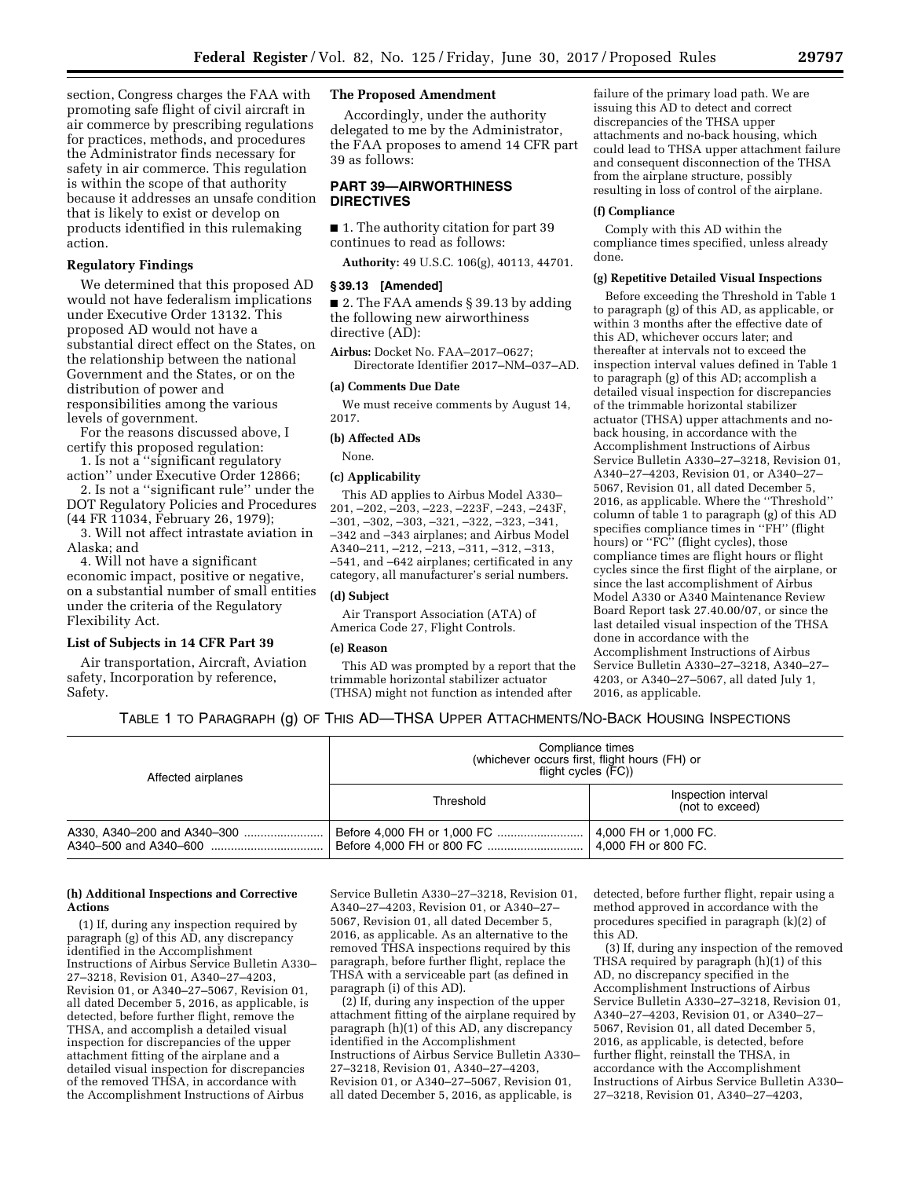section, Congress charges the FAA with promoting safe flight of civil aircraft in air commerce by prescribing regulations for practices, methods, and procedures the Administrator finds necessary for safety in air commerce. This regulation is within the scope of that authority because it addresses an unsafe condition that is likely to exist or develop on products identified in this rulemaking action.

## Regulatory Findings

We determined that this proposed AD would not have federalism implications under Executive Order 13132. This proposed AD would not have a substantial direct effect on the States, on the relationship between the national Government and the States, or on the distribution of power and responsibilities among the various levels of government.

For the reasons discussed above, I certify this proposed regulation:

1. Is not a "significant regulatory action" under Executive Order 12866;
2. Is not a "significant rule" under the DOT Regulatory Policies and Procedures (44 FR 11034, February 26, 1979);
3. Will not affect intrastate aviation in Alaska; and
4. Will not have a significant economic impact, positive or negative, on a substantial number of small entities under the criteria of the Regulatory Flexibility Act.

## List of Subjects in 14 CFR Part 39

Air transportation, Aircraft, Aviation safety, Incorporation by reference, Safety.

## The Proposed Amendment

Accordingly, under the authority delegated to me by the Administrator, the FAA proposes to amend 14 CFR part 39 as follows:

## PART 39—AIRWORTHINESS DIRECTIVES

■ 1. The authority citation for part 39 continues to read as follows:

**Authority:** 49 U.S.C. 106(g), 40113, 44701.

### § 39.13 [Amended]

■ 2. The FAA amends § 39.13 by adding the following new airworthiness directive (AD):

**Airbus:** Docket No. FAA–2017–0627; Directorate Identifier 2017–NM–037–AD.

**(a) Comments Due Date**

We must receive comments by August 14, 2017.

**(b) Affected ADs**

None.

**(c) Applicability**

This AD applies to Airbus Model A330–201, –202, –203, –223, –223F, –243, –243F, –301, –302, –303, –321, –322, –323, –341, –342 and –343 airplanes; and Airbus Model A340–211, –212, –213, –311, –312, –313, –541, and –642 airplanes; certificated in any category, all manufacturer's serial numbers.

**(d) Subject**

Air Transport Association (ATA) of America Code 27, Flight Controls.

**(e) Reason**

This AD was prompted by a report that the trimmable horizontal stabilizer actuator (THSA) might not function as intended after failure of the primary load path. We are issuing this AD to detect and correct discrepancies of the THSA upper attachments and no-back housing, which could lead to THSA upper attachment failure and consequent disconnection of the THSA from the airplane structure, possibly resulting in loss of control of the airplane.

**(f) Compliance**

Comply with this AD within the compliance times specified, unless already done.

**(g) Repetitive Detailed Visual Inspections**

Before exceeding the Threshold in Table 1 to paragraph (g) of this AD, as applicable, or within 3 months after the effective date of this AD, whichever occurs later; and thereafter at intervals not to exceed the inspection interval values defined in Table 1 to paragraph (g) of this AD; accomplish a detailed visual inspection for discrepancies of the trimmable horizontal stabilizer actuator (THSA) upper attachments and no-back housing, in accordance with the Accomplishment Instructions of Airbus Service Bulletin A330–27–3218, Revision 01, A340–27–4203, Revision 01, or A340–27–5067, Revision 01, all dated December 5, 2016, as applicable. Where the "Threshold" column of table 1 to paragraph (g) of this AD specifies compliance times in "FH" (flight hours) or "FC" (flight cycles), those compliance times are flight hours or flight cycles since the first flight of the airplane, or since the last accomplishment of Airbus Model A330 or A340 Maintenance Review Board Report task 27.40.00/07, or since the last detailed visual inspection of the THSA done in accordance with the Accomplishment Instructions of Airbus Service Bulletin A330–27–3218, A340–27–4203, or A340–27–5067, all dated July 1, 2016, as applicable.

TABLE 1 TO PARAGRAPH (g) OF THIS AD—THSA UPPER ATTACHMENTS/NO-BACK HOUSING INSPECTIONS

| Affected airplanes | Compliance times (whichever occurs first, flight hours (FH) or flight cycles (FC)) | |
|---|---|---|
| | Threshold | Inspection interval (not to exceed) |
| A330, A340–200 and A340–300 | Before 4,000 FH or 1,000 FC | 4,000 FH or 1,000 FC. |
| A340–500 and A340–600 | Before 4,000 FH or 800 FC | 4,000 FH or 800 FC. |

**(h) Additional Inspections and Corrective Actions**

(1) If, during any inspection required by paragraph (g) of this AD, any discrepancy identified in the Accomplishment Instructions of Airbus Service Bulletin A330–27–3218, Revision 01, A340–27–4203, Revision 01, or A340–27–5067, Revision 01, all dated December 5, 2016, as applicable, is detected, before further flight, remove the THSA, and accomplish a detailed visual inspection for discrepancies of the upper attachment fitting of the airplane and a detailed visual inspection for discrepancies of the removed THSA, in accordance with the Accomplishment Instructions of Airbus Service Bulletin A330–27–3218, Revision 01, A340–27–4203, Revision 01, or A340–27–5067, Revision 01, all dated December 5, 2016, as applicable. As an alternative to the removed THSA inspections required by this paragraph, before further flight, replace the THSA with a serviceable part (as defined in paragraph (i) of this AD).

(2) If, during any inspection of the upper attachment fitting of the airplane required by paragraph (h)(1) of this AD, any discrepancy identified in the Accomplishment Instructions of Airbus Service Bulletin A330–27–3218, Revision 01, A340–27–4203, Revision 01, or A340–27–5067, Revision 01, all dated December 5, 2016, as applicable, is detected, before further flight, repair using a method approved in accordance with the procedures specified in paragraph (k)(2) of this AD.

(3) If, during any inspection of the removed THSA required by paragraph (h)(1) of this AD, no discrepancy specified in the Accomplishment Instructions of Airbus Service Bulletin A330–27–3218, Revision 01, A340–27–4203, Revision 01, or A340–27–5067, Revision 01, all dated December 5, 2016, as applicable, is detected, before further flight, reinstall the THSA, in accordance with the Accomplishment Instructions of Airbus Service Bulletin A330–27–3218, Revision 01, A340–27–4203,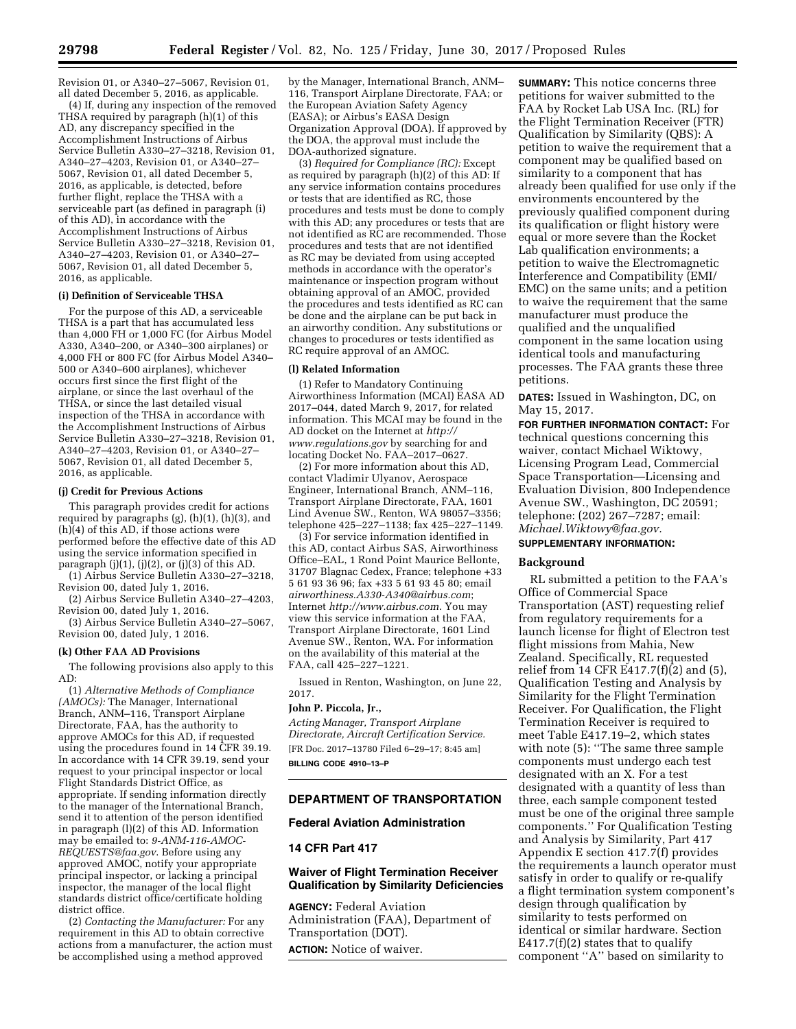Revision 01, or A340–27–5067, Revision 01, all dated December 5, 2016, as applicable.

(4) If, during any inspection of the removed THSA required by paragraph (h)(1) of this AD, any discrepancy specified in the Accomplishment Instructions of Airbus Service Bulletin A330–27–3218, Revision 01, A340–27–4203, Revision 01, or A340–27–5067, Revision 01, all dated December 5, 2016, as applicable, is detected, before further flight, replace the THSA with a serviceable part (as defined in paragraph (i) of this AD), in accordance with the Accomplishment Instructions of Airbus Service Bulletin A330–27–3218, Revision 01, A340–27–4203, Revision 01, or A340–27–5067, Revision 01, all dated December 5, 2016, as applicable.

#### (i) Definition of Serviceable THSA

For the purpose of this AD, a serviceable THSA is a part that has accumulated less than 4,000 FH or 1,000 FC (for Airbus Model A330, A340–200, or A340–300 airplanes) or 4,000 FH or 800 FC (for Airbus Model A340–500 or A340–600 airplanes), whichever occurs first since the first flight of the airplane, or since the last overhaul of the THSA, or since the last detailed visual inspection of the THSA in accordance with the Accomplishment Instructions of Airbus Service Bulletin A330–27–3218, Revision 01, A340–27–4203, Revision 01, or A340–27–5067, Revision 01, all dated December 5, 2016, as applicable.

#### (j) Credit for Previous Actions

This paragraph provides credit for actions required by paragraphs (g), (h)(1), (h)(3), and (h)(4) of this AD, if those actions were performed before the effective date of this AD using the service information specified in paragraph (j)(1), (j)(2), or (j)(3) of this AD.

(1) Airbus Service Bulletin A330–27–3218, Revision 00, dated July 1, 2016.

(2) Airbus Service Bulletin A340–27–4203, Revision 00, dated July 1, 2016.

(3) Airbus Service Bulletin A340–27–5067, Revision 00, dated July, 1 2016.

#### (k) Other FAA AD Provisions

The following provisions also apply to this AD:

(1) *Alternative Methods of Compliance (AMOCs):* The Manager, International Branch, ANM–116, Transport Airplane Directorate, FAA, has the authority to approve AMOCs for this AD, if requested using the procedures found in 14 CFR 39.19. In accordance with 14 CFR 39.19, send your request to your principal inspector or local Flight Standards District Office, as appropriate. If sending information directly to the manager of the International Branch, send it to attention of the person identified in paragraph (l)(2) of this AD. Information may be emailed to: *9-ANM-116-AMOC-REQUESTS@faa.gov*. Before using any approved AMOC, notify your appropriate principal inspector, or lacking a principal inspector, the manager of the local flight standards district office/certificate holding district office.

(2) *Contacting the Manufacturer:* For any requirement in this AD to obtain corrective actions from a manufacturer, the action must be accomplished using a method approved by the Manager, International Branch, ANM–116, Transport Airplane Directorate, FAA; or the European Aviation Safety Agency (EASA); or Airbus's EASA Design Organization Approval (DOA). If approved by the DOA, the approval must include the DOA-authorized signature.

(3) *Required for Compliance (RC):* Except as required by paragraph (h)(2) of this AD: If any service information contains procedures or tests that are identified as RC, those procedures and tests must be done to comply with this AD; any procedures or tests that are not identified as RC are recommended. Those procedures and tests that are not identified as RC may be deviated from using accepted methods in accordance with the operator's maintenance or inspection program without obtaining approval of an AMOC, provided the procedures and tests identified as RC can be done and the airplane can be put back in an airworthy condition. Any substitutions or changes to procedures or tests identified as RC require approval of an AMOC.

#### (l) Related Information

(1) Refer to Mandatory Continuing Airworthiness Information (MCAI) EASA AD 2017–044, dated March 9, 2017, for related information. This MCAI may be found in the AD docket on the Internet at *http://www.regulations.gov* by searching for and locating Docket No. FAA–2017–0627.

(2) For more information about this AD, contact Vladimir Ulyanov, Aerospace Engineer, International Branch, ANM–116, Transport Airplane Directorate, FAA, 1601 Lind Avenue SW., Renton, WA 98057–3356; telephone 425–227–1138; fax 425–227–1149.

(3) For service information identified in this AD, contact Airbus SAS, Airworthiness Office–EAL, 1 Rond Point Maurice Bellonte, 31707 Blagnac Cedex, France; telephone +33 5 61 93 36 96; fax +33 5 61 93 45 80; email *airworthiness.A330-A340@airbus.com*; Internet *http://www.airbus.com*. You may view this service information at the FAA, Transport Airplane Directorate, 1601 Lind Avenue SW., Renton, WA. For information on the availability of this material at the FAA, call 425–227–1221.

Issued in Renton, Washington, on June 22, 2017.

**John P. Piccola, Jr.,**

*Acting Manager, Transport Airplane Directorate, Aircraft Certification Service.*

[FR Doc. 2017–13780 Filed 6–29–17; 8:45 am]

**BILLING CODE 4910–13–P**

---

## DEPARTMENT OF TRANSPORTATION

### Federal Aviation Administration

### 14 CFR Part 417

### Waiver of Flight Termination Receiver Qualification by Similarity Deficiencies

**AGENCY:** Federal Aviation Administration (FAA), Department of Transportation (DOT).

**ACTION:** Notice of waiver.

**SUMMARY:** This notice concerns three petitions for waiver submitted to the FAA by Rocket Lab USA Inc. (RL) for the Flight Termination Receiver (FTR) Qualification by Similarity (QBS): A petition to waive the requirement that a component may be qualified based on similarity to a component that has already been qualified for use only if the environments encountered by the previously qualified component during its qualification or flight history were equal or more severe than the Rocket Lab qualification environments; a petition to waive the Electromagnetic Interference and Compatibility (EMI/EMC) on the same units; and a petition to waive the requirement that the same manufacturer must produce the qualified and the unqualified component in the same location using identical tools and manufacturing processes. The FAA grants these three petitions.

**DATES:** Issued in Washington, DC, on May 15, 2017.

**FOR FURTHER INFORMATION CONTACT:** For technical questions concerning this waiver, contact Michael Wiktowy, Licensing Program Lead, Commercial Space Transportation—Licensing and Evaluation Division, 800 Independence Avenue SW., Washington, DC 20591; telephone: (202) 267–7287; email: *Michael.Wiktowy@faa.gov*.

**SUPPLEMENTARY INFORMATION:**

#### Background

RL submitted a petition to the FAA's Office of Commercial Space Transportation (AST) requesting relief from regulatory requirements for a launch license for flight of Electron test flight missions from Mahia, New Zealand. Specifically, RL requested relief from 14 CFR E417.7(f)(2) and (5), Qualification Testing and Analysis by Similarity for the Flight Termination Receiver. For Qualification, the Flight Termination Receiver is required to meet Table E417.19–2, which states with note (5): ''The same three sample components must undergo each test designated with an X. For a test designated with a quantity of less than three, each sample component tested must be one of the original three sample components.'' For Qualification Testing and Analysis by Similarity, Part 417 Appendix E section 417.7(f) provides the requirements a launch operator must satisfy in order to qualify or re-qualify a flight termination system component's design through qualification by similarity to tests performed on identical or similar hardware. Section E417.7(f)(2) states that to qualify component ''A'' based on similarity to